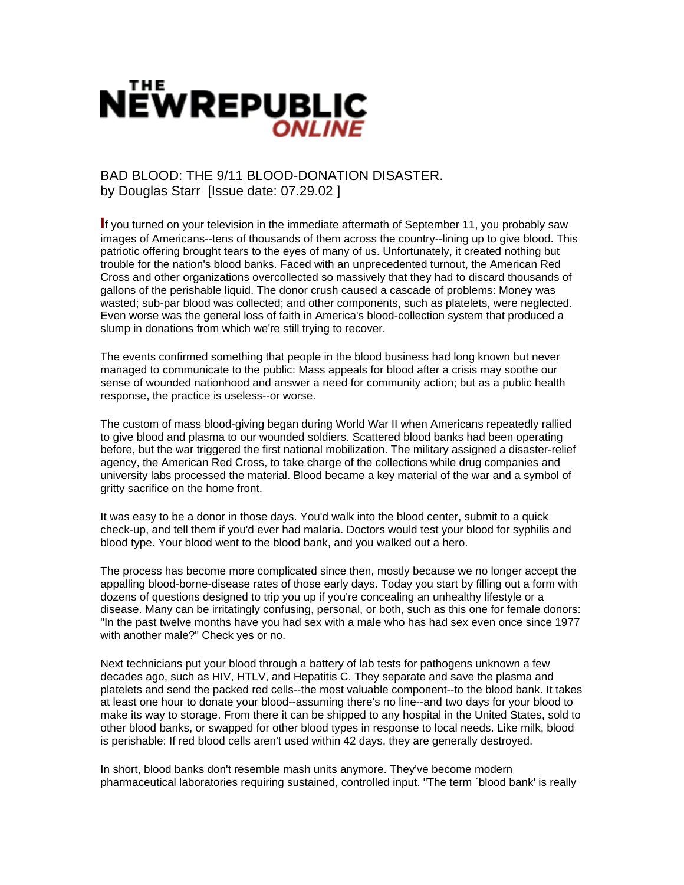# THE NEW REPUBLIC ONLINE

## BAD BLOOD: THE 9/11 BLOOD-DONATION DISASTER.

by Douglas Starr [Issue date: 07.29.02 ]

If you turned on your television in the immediate aftermath of September 11, you probably saw images of Americans--tens of thousands of them across the country--lining up to give blood. This patriotic offering brought tears to the eyes of many of us. Unfortunately, it created nothing but trouble for the nation's blood banks. Faced with an unprecedented turnout, the American Red Cross and other organizations overcollected so massively that they had to discard thousands of gallons of the perishable liquid. The donor crush caused a cascade of problems: Money was wasted; sub-par blood was collected; and other components, such as platelets, were neglected. Even worse was the general loss of faith in America's blood-collection system that produced a slump in donations from which we're still trying to recover.

The events confirmed something that people in the blood business had long known but never managed to communicate to the public: Mass appeals for blood after a crisis may soothe our sense of wounded nationhood and answer a need for community action; but as a public health response, the practice is useless--or worse.

The custom of mass blood-giving began during World War II when Americans repeatedly rallied to give blood and plasma to our wounded soldiers. Scattered blood banks had been operating before, but the war triggered the first national mobilization. The military assigned a disaster-relief agency, the American Red Cross, to take charge of the collections while drug companies and university labs processed the material. Blood became a key material of the war and a symbol of gritty sacrifice on the home front.

It was easy to be a donor in those days. You'd walk into the blood center, submit to a quick check-up, and tell them if you'd ever had malaria. Doctors would test your blood for syphilis and blood type. Your blood went to the blood bank, and you walked out a hero.

The process has become more complicated since then, mostly because we no longer accept the appalling blood-borne-disease rates of those early days. Today you start by filling out a form with dozens of questions designed to trip you up if you're concealing an unhealthy lifestyle or a disease. Many can be irritatingly confusing, personal, or both, such as this one for female donors: "In the past twelve months have you had sex with a male who has had sex even once since 1977 with another male?" Check yes or no.

Next technicians put your blood through a battery of lab tests for pathogens unknown a few decades ago, such as HIV, HTLV, and Hepatitis C. They separate and save the plasma and platelets and send the packed red cells--the most valuable component--to the blood bank. It takes at least one hour to donate your blood--assuming there's no line--and two days for your blood to make its way to storage. From there it can be shipped to any hospital in the United States, sold to other blood banks, or swapped for other blood types in response to local needs. Like milk, blood is perishable: If red blood cells aren't used within 42 days, they are generally destroyed.

In short, blood banks don't resemble mash units anymore. They've become modern pharmaceutical laboratories requiring sustained, controlled input. "The term `blood bank' is really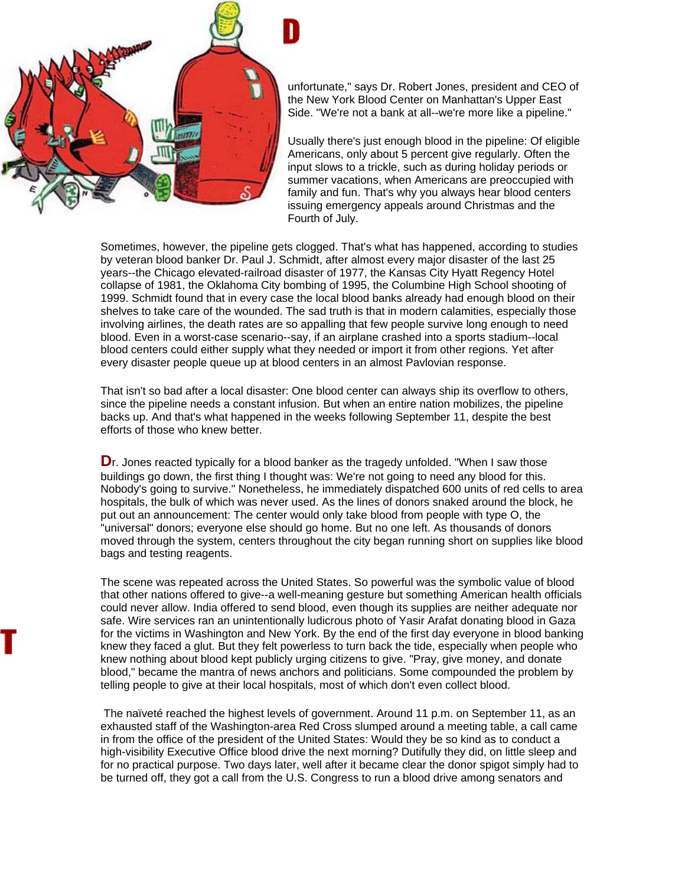D

unfortunate," says Dr. Robert Jones, president and CEO of the New York Blood Center on Manhattan's Upper East Side. "We're not a bank at all--we're more like a pipeline."

Usually there's just enough blood in the pipeline: Of eligible Americans, only about 5 percent give regularly. Often the input slows to a trickle, such as during holiday periods or summer vacations, when Americans are preoccupied with family and fun. That's why you always hear blood centers issuing emergency appeals around Christmas and the Fourth of July.

Sometimes, however, the pipeline gets clogged. That's what has happened, according to studies by veteran blood banker Dr. Paul J. Schmidt, after almost every major disaster of the last 25 years--the Chicago elevated-railroad disaster of 1977, the Kansas City Hyatt Regency Hotel collapse of 1981, the Oklahoma City bombing of 1995, the Columbine High School shooting of 1999. Schmidt found that in every case the local blood banks already had enough blood on their shelves to take care of the wounded. The sad truth is that in modern calamities, especially those involving airlines, the death rates are so appalling that few people survive long enough to need blood. Even in a worst-case scenario--say, if an airplane crashed into a sports stadium--local blood centers could either supply what they needed or import it from other regions. Yet after every disaster people queue up at blood centers in an almost Pavlovian response.

That isn't so bad after a local disaster: One blood center can always ship its overflow to others, since the pipeline needs a constant infusion. But when an entire nation mobilizes, the pipeline backs up. And that's what happened in the weeks following September 11, despite the best efforts of those who knew better.

Dr. Jones reacted typically for a blood banker as the tragedy unfolded. "When I saw those buildings go down, the first thing I thought was: We're not going to need any blood for this. Nobody's going to survive." Nonetheless, he immediately dispatched 600 units of red cells to area hospitals, the bulk of which was never used. As the lines of donors snaked around the block, he put out an announcement: The center would only take blood from people with type O, the "universal" donors; everyone else should go home. But no one left. As thousands of donors moved through the system, centers throughout the city began running short on supplies like blood bags and testing reagents.

The scene was repeated across the United States. So powerful was the symbolic value of blood that other nations offered to give--a well-meaning gesture but something American health officials could never allow. India offered to send blood, even though its supplies are neither adequate nor safe. Wire services ran an unintentionally ludicrous photo of Yasir Arafat donating blood in Gaza for the victims in Washington and New York. By the end of the first day everyone in blood banking knew they faced a glut. But they felt powerless to turn back the tide, especially when people who knew nothing about blood kept publicly urging citizens to give. "Pray, give money, and donate blood," became the mantra of news anchors and politicians. Some compounded the problem by telling people to give at their local hospitals, most of which don't even collect blood.

T

The naïveté reached the highest levels of government. Around 11 p.m. on September 11, as an exhausted staff of the Washington-area Red Cross slumped around a meeting table, a call came in from the office of the president of the United States: Would they be so kind as to conduct a high-visibility Executive Office blood drive the next morning? Dutifully they did, on little sleep and for no practical purpose. Two days later, well after it became clear the donor spigot simply had to be turned off, they got a call from the U.S. Congress to run a blood drive among senators and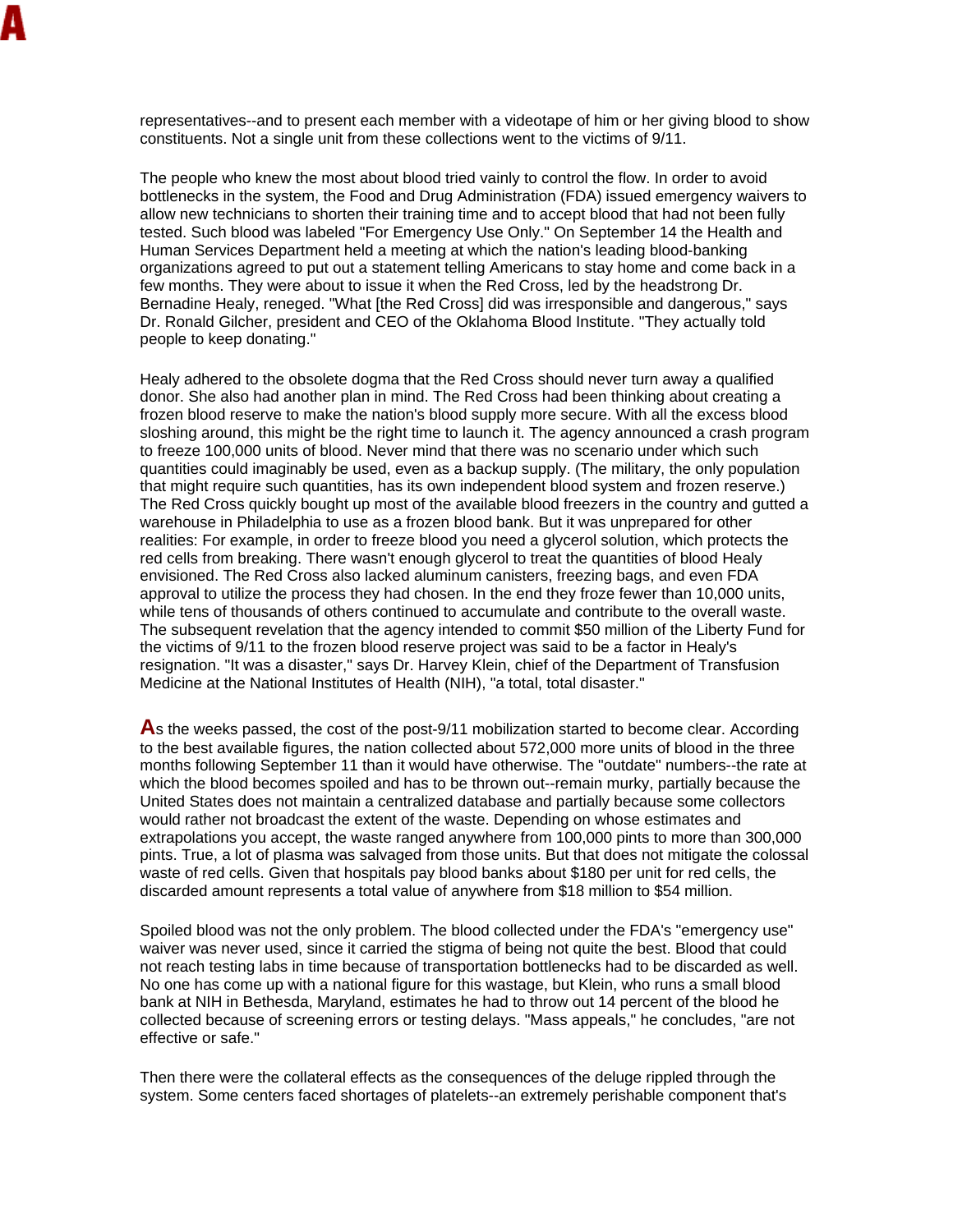representatives--and to present each member with a videotape of him or her giving blood to show constituents. Not a single unit from these collections went to the victims of 9/11.

The people who knew the most about blood tried vainly to control the flow. In order to avoid bottlenecks in the system, the Food and Drug Administration (FDA) issued emergency waivers to allow new technicians to shorten their training time and to accept blood that had not been fully tested. Such blood was labeled "For Emergency Use Only." On September 14 the Health and Human Services Department held a meeting at which the nation's leading blood-banking organizations agreed to put out a statement telling Americans to stay home and come back in a few months. They were about to issue it when the Red Cross, led by the headstrong Dr. Bernadine Healy, reneged. "What [the Red Cross] did was irresponsible and dangerous," says Dr. Ronald Gilcher, president and CEO of the Oklahoma Blood Institute. "They actually told people to keep donating."

Healy adhered to the obsolete dogma that the Red Cross should never turn away a qualified donor. She also had another plan in mind. The Red Cross had been thinking about creating a frozen blood reserve to make the nation's blood supply more secure. With all the excess blood sloshing around, this might be the right time to launch it. The agency announced a crash program to freeze 100,000 units of blood. Never mind that there was no scenario under which such quantities could imaginably be used, even as a backup supply. (The military, the only population that might require such quantities, has its own independent blood system and frozen reserve.) The Red Cross quickly bought up most of the available blood freezers in the country and gutted a warehouse in Philadelphia to use as a frozen blood bank. But it was unprepared for other realities: For example, in order to freeze blood you need a glycerol solution, which protects the red cells from breaking. There wasn't enough glycerol to treat the quantities of blood Healy envisioned. The Red Cross also lacked aluminum canisters, freezing bags, and even FDA approval to utilize the process they had chosen. In the end they froze fewer than 10,000 units, while tens of thousands of others continued to accumulate and contribute to the overall waste. The subsequent revelation that the agency intended to commit $50 million of the Liberty Fund for the victims of 9/11 to the frozen blood reserve project was said to be a factor in Healy's resignation. "It was a disaster," says Dr. Harvey Klein, chief of the Department of Transfusion Medicine at the National Institutes of Health (NIH), "a total, total disaster."

As the weeks passed, the cost of the post-9/11 mobilization started to become clear. According to the best available figures, the nation collected about 572,000 more units of blood in the three months following September 11 than it would have otherwise. The "outdate" numbers--the rate at which the blood becomes spoiled and has to be thrown out--remain murky, partially because the United States does not maintain a centralized database and partially because some collectors would rather not broadcast the extent of the waste. Depending on whose estimates and extrapolations you accept, the waste ranged anywhere from 100,000 pints to more than 300,000 pints. True, a lot of plasma was salvaged from those units. But that does not mitigate the colossal waste of red cells. Given that hospitals pay blood banks about $180 per unit for red cells, the discarded amount represents a total value of anywhere from $18 million to $54 million.

Spoiled blood was not the only problem. The blood collected under the FDA's "emergency use" waiver was never used, since it carried the stigma of being not quite the best. Blood that could not reach testing labs in time because of transportation bottlenecks had to be discarded as well. No one has come up with a national figure for this wastage, but Klein, who runs a small blood bank at NIH in Bethesda, Maryland, estimates he had to throw out 14 percent of the blood he collected because of screening errors or testing delays. "Mass appeals," he concludes, "are not effective or safe."

Then there were the collateral effects as the consequences of the deluge rippled through the system. Some centers faced shortages of platelets--an extremely perishable component that's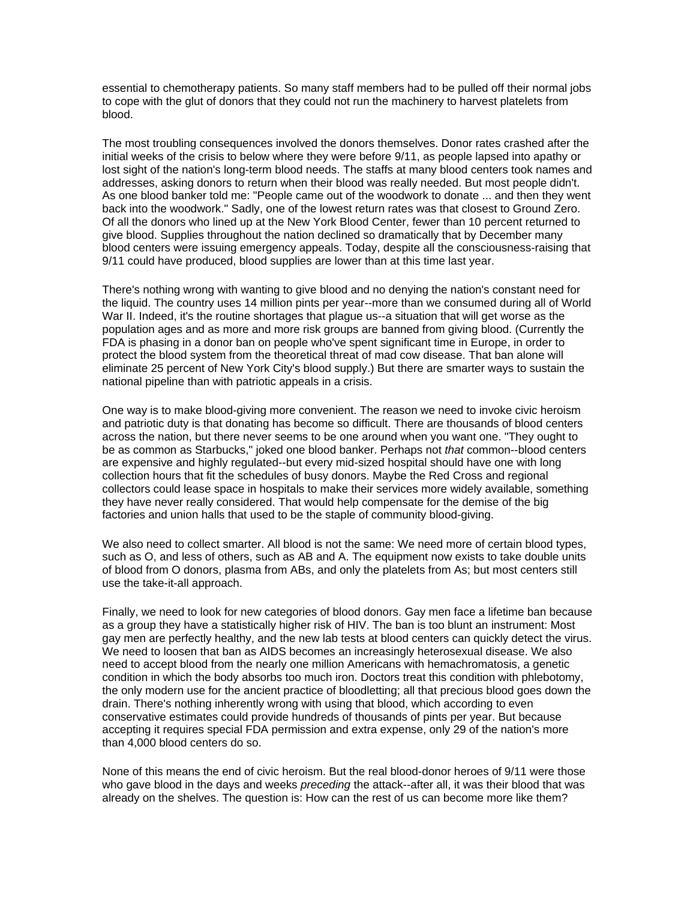essential to chemotherapy patients. So many staff members had to be pulled off their normal jobs to cope with the glut of donors that they could not run the machinery to harvest platelets from blood.

The most troubling consequences involved the donors themselves. Donor rates crashed after the initial weeks of the crisis to below where they were before 9/11, as people lapsed into apathy or lost sight of the nation's long-term blood needs. The staffs at many blood centers took names and addresses, asking donors to return when their blood was really needed. But most people didn't. As one blood banker told me: "People came out of the woodwork to donate ... and then they went back into the woodwork." Sadly, one of the lowest return rates was that closest to Ground Zero. Of all the donors who lined up at the New York Blood Center, fewer than 10 percent returned to give blood. Supplies throughout the nation declined so dramatically that by December many blood centers were issuing emergency appeals. Today, despite all the consciousness-raising that 9/11 could have produced, blood supplies are lower than at this time last year.

There's nothing wrong with wanting to give blood and no denying the nation's constant need for the liquid. The country uses 14 million pints per year--more than we consumed during all of World War II. Indeed, it's the routine shortages that plague us--a situation that will get worse as the population ages and as more and more risk groups are banned from giving blood. (Currently the FDA is phasing in a donor ban on people who've spent significant time in Europe, in order to protect the blood system from the theoretical threat of mad cow disease. That ban alone will eliminate 25 percent of New York City's blood supply.) But there are smarter ways to sustain the national pipeline than with patriotic appeals in a crisis.

One way is to make blood-giving more convenient. The reason we need to invoke civic heroism and patriotic duty is that donating has become so difficult. There are thousands of blood centers across the nation, but there never seems to be one around when you want one. "They ought to be as common as Starbucks," joked one blood banker. Perhaps not *that* common--blood centers are expensive and highly regulated--but every mid-sized hospital should have one with long collection hours that fit the schedules of busy donors. Maybe the Red Cross and regional collectors could lease space in hospitals to make their services more widely available, something they have never really considered. That would help compensate for the demise of the big factories and union halls that used to be the staple of community blood-giving.

We also need to collect smarter. All blood is not the same: We need more of certain blood types, such as O, and less of others, such as AB and A. The equipment now exists to take double units of blood from O donors, plasma from ABs, and only the platelets from As; but most centers still use the take-it-all approach.

Finally, we need to look for new categories of blood donors. Gay men face a lifetime ban because as a group they have a statistically higher risk of HIV. The ban is too blunt an instrument: Most gay men are perfectly healthy, and the new lab tests at blood centers can quickly detect the virus. We need to loosen that ban as AIDS becomes an increasingly heterosexual disease. We also need to accept blood from the nearly one million Americans with hemachromatosis, a genetic condition in which the body absorbs too much iron. Doctors treat this condition with phlebotomy, the only modern use for the ancient practice of bloodletting; all that precious blood goes down the drain. There's nothing inherently wrong with using that blood, which according to even conservative estimates could provide hundreds of thousands of pints per year. But because accepting it requires special FDA permission and extra expense, only 29 of the nation's more than 4,000 blood centers do so.

None of this means the end of civic heroism. But the real blood-donor heroes of 9/11 were those who gave blood in the days and weeks *preceding* the attack--after all, it was their blood that was already on the shelves. The question is: How can the rest of us can become more like them?